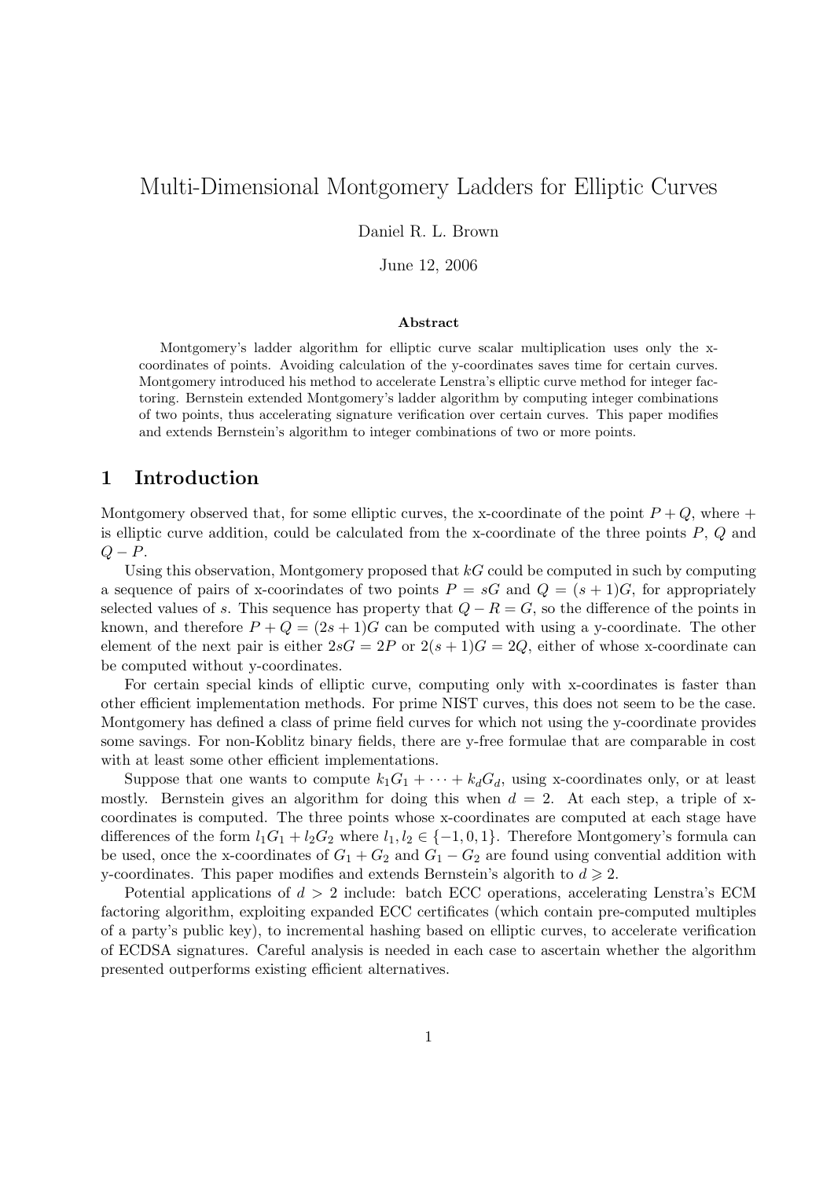// Multi-Dimensional Montgomery Ladders for Elliptic Curves

Daniel R. L. Brown

June 12, 2006

**Abstract**

Montgomery's ladder algorithm for elliptic curve scalar multiplication uses only the x-coordinates of points. Avoiding calculation of the y-coordinates saves time for certain curves. Montgomery introduced his method to accelerate Lenstra's elliptic curve method for integer factoring. Bernstein extended Montgomery's ladder algorithm by computing integer combinations of two points, thus accelerating signature verification over certain curves. This paper modifies and extends Bernstein's algorithm to integer combinations of two or more points.

## 1 Introduction

Montgomery observed that, for some elliptic curves, the x-coordinate of the point $P + Q$, where $+$ is elliptic curve addition, could be calculated from the x-coordinate of the three points $P$, $Q$ and $Q - P$.

Using this observation, Montgomery proposed that $kG$ could be computed in such by computing a sequence of pairs of x-coorindates of two points $P = sG$ and $Q = (s + 1)G$, for appropriately selected values of $s$. This sequence has property that $Q - R = G$, so the difference of the points in known, and therefore $P + Q = (2s + 1)G$ can be computed with using a y-coordinate. The other element of the next pair is either $2sG = 2P$ or $2(s + 1)G = 2Q$, either of whose x-coordinate can be computed without y-coordinates.

For certain special kinds of elliptic curve, computing only with x-coordinates is faster than other efficient implementation methods. For prime NIST curves, this does not seem to be the case. Montgomery has defined a class of prime field curves for which not using the y-coordinate provides some savings. For non-Koblitz binary fields, there are y-free formulae that are comparable in cost with at least some other efficient implementations.

Suppose that one wants to compute $k_1G_1 + \cdots + k_dG_d$, using x-coordinates only, or at least mostly. Bernstein gives an algorithm for doing this when $d = 2$. At each step, a triple of x-coordinates is computed. The three points whose x-coordinates are computed at each stage have differences of the form $l_1G_1 + l_2G_2$ where $l_1, l_2 \in \{-1, 0, 1\}$. Therefore Montgomery's formula can be used, once the x-coordinates of $G_1 + G_2$ and $G_1 - G_2$ are found using convential addition with y-coordinates. This paper modifies and extends Bernstein's algorith to $d \geqslant 2$.

Potential applications of $d > 2$ include: batch ECC operations, accelerating Lenstra's ECM factoring algorithm, exploiting expanded ECC certificates (which contain pre-computed multiples of a party's public key), to incremental hashing based on elliptic curves, to accelerate verification of ECDSA signatures. Careful analysis is needed in each case to ascertain whether the algorithm presented outperforms existing efficient alternatives.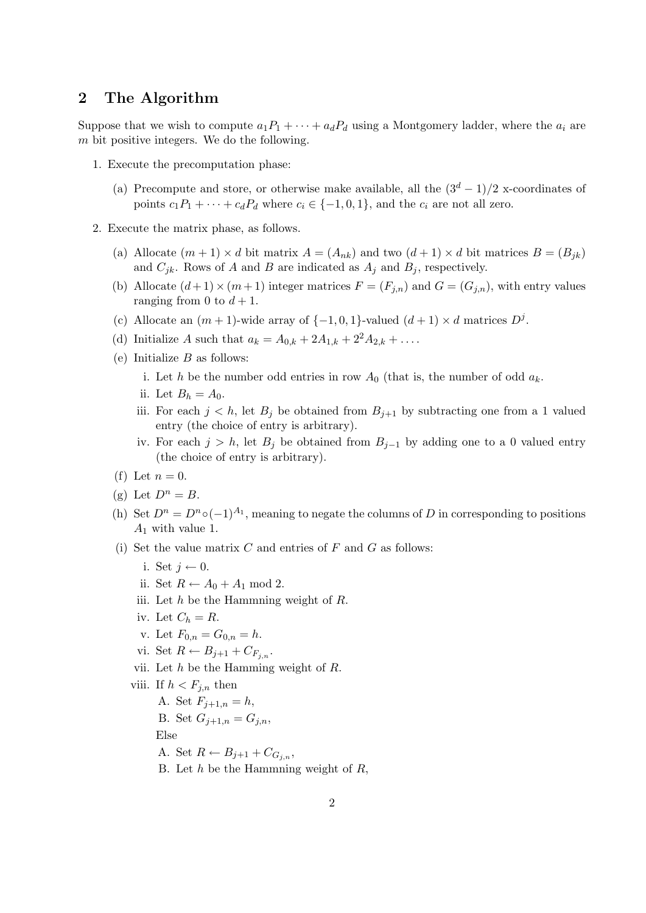## 2 The Algorithm

Suppose that we wish to compute $a_1P_1 + \cdots + a_dP_d$ using a Montgomery ladder, where the $a_i$ are $m$ bit positive integers. We do the following.

1. Execute the precomputation phase:
   (a) Precompute and store, or otherwise make available, all the $(3^d - 1)/2$ x-coordinates of points $c_1P_1 + \cdots + c_dP_d$ where $c_i \in \{-1, 0, 1\}$, and the $c_i$ are not all zero.

2. Execute the matrix phase, as follows.
   (a) Allocate $(m+1) \times d$ bit matrix $A = (A_{nk})$ and two $(d+1) \times d$ bit matrices $B = (B_{jk})$ and $C_{jk}$. Rows of $A$ and $B$ are indicated as $A_j$ and $B_j$, respectively.
   (b) Allocate $(d+1) \times (m+1)$ integer matrices $F = (F_{j,n})$ and $G = (G_{j,n})$, with entry values ranging from 0 to $d+1$.
   (c) Allocate an $(m+1)$-wide array of $\{-1, 0, 1\}$-valued $(d+1) \times d$ matrices $D^j$.
   (d) Initialize $A$ such that $a_k = A_{0,k} + 2A_{1,k} + 2^2A_{2,k} + \ldots$.
   (e) Initialize $B$ as follows:
      i. Let $h$ be the number odd entries in row $A_0$ (that is, the number of odd $a_k$.
      ii. Let $B_h = A_0$.
      iii. For each $j < h$, let $B_j$ be obtained from $B_{j+1}$ by subtracting one from a 1 valued entry (the choice of entry is arbitrary).
      iv. For each $j > h$, let $B_j$ be obtained from $B_{j-1}$ by adding one to a 0 valued entry (the choice of entry is arbitrary).
   (f) Let $n = 0$.
   (g) Let $D^n = B$.
   (h) Set $D^n = D^n \circ (-1)^{A_1}$, meaning to negate the columns of $D$ in corresponding to positions $A_1$ with value 1.
   (i) Set the value matrix $C$ and entries of $F$ and $G$ as follows:
      i. Set $j \leftarrow 0$.
      ii. Set $R \leftarrow A_0 + A_1 \bmod 2$.
      iii. Let $h$ be the Hammning weight of $R$.
      iv. Let $C_h = R$.
      v. Let $F_{0,n} = G_{0,n} = h$.
      vi. Set $R \leftarrow B_{j+1} + C_{F_{j,n}}$.
      vii. Let $h$ be the Hamming weight of $R$.
      viii. If $h < F_{j,n}$ then
         A. Set $F_{j+1,n} = h$,
         B. Set $G_{j+1,n} = G_{j,n}$,

         Else

         A. Set $R \leftarrow B_{j+1} + C_{G_{j,n}}$,
         B. Let $h$ be the Hammning weight of $R$,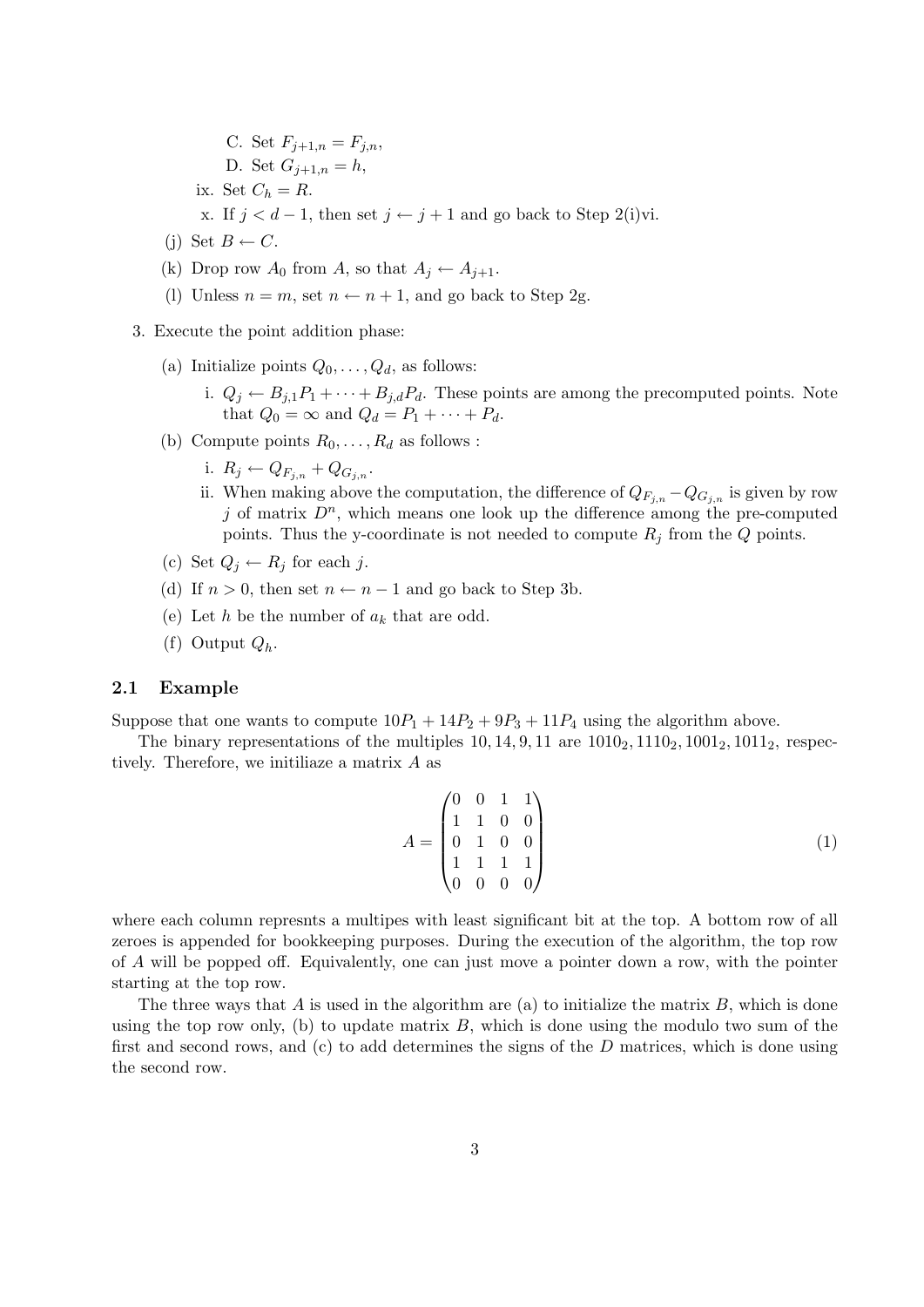C. Set $F_{j+1,n} = F_{j,n}$,

D. Set $G_{j+1,n} = h$,

ix. Set $C_h = R$.

x. If $j < d-1$, then set $j \leftarrow j+1$ and go back to Step 2(i)vi.

(j) Set $B \leftarrow C$.

(k) Drop row $A_0$ from $A$, so that $A_j \leftarrow A_{j+1}$.

(l) Unless $n = m$, set $n \leftarrow n+1$, and go back to Step 2g.

3. Execute the point addition phase:

(a) Initialize points $Q_0, \ldots, Q_d$, as follows:

i. $Q_j \leftarrow B_{j,1}P_1 + \cdots + B_{j,d}P_d$. These points are among the precomputed points. Note that $Q_0 = \infty$ and $Q_d = P_1 + \cdots + P_d$.

(b) Compute points $R_0, \ldots, R_d$ as follows :

i. $R_j \leftarrow Q_{F_{j,n}} + Q_{G_{j,n}}$.

ii. When making above the computation, the difference of $Q_{F_{j,n}} - Q_{G_{j,n}}$ is given by row $j$ of matrix $D^n$, which means one look up the difference among the pre-computed points. Thus the y-coordinate is not needed to compute $R_j$ from the $Q$ points.

(c) Set $Q_j \leftarrow R_j$ for each $j$.

(d) If $n > 0$, then set $n \leftarrow n-1$ and go back to Step 3b.

(e) Let $h$ be the number of $a_k$ that are odd.

(f) Output $Q_h$.

### 2.1 Example

Suppose that one wants to compute $10P_1 + 14P_2 + 9P_3 + 11P_4$ using the algorithm above.

The binary representations of the multiples 10, 14, 9, 11 are $1010_2, 1110_2, 1001_2, 1011_2$, respectively. Therefore, we initiliaze a matrix $A$ as

$$A = \begin{pmatrix} 0 & 0 & 1 & 1 \\ 1 & 1 & 0 & 0 \\ 0 & 1 & 0 & 0 \\ 1 & 1 & 1 & 1 \\ 0 & 0 & 0 & 0 \end{pmatrix} \tag{1}$$

where each column represnts a multipes with least significant bit at the top. A bottom row of all zeroes is appended for bookkeeping purposes. During the execution of the algorithm, the top row of $A$ will be popped off. Equivalently, one can just move a pointer down a row, with the pointer starting at the top row.

The three ways that $A$ is used in the algorithm are (a) to initialize the matrix $B$, which is done using the top row only, (b) to update matrix $B$, which is done using the modulo two sum of the first and second rows, and (c) to add determines the signs of the $D$ matrices, which is done using the second row.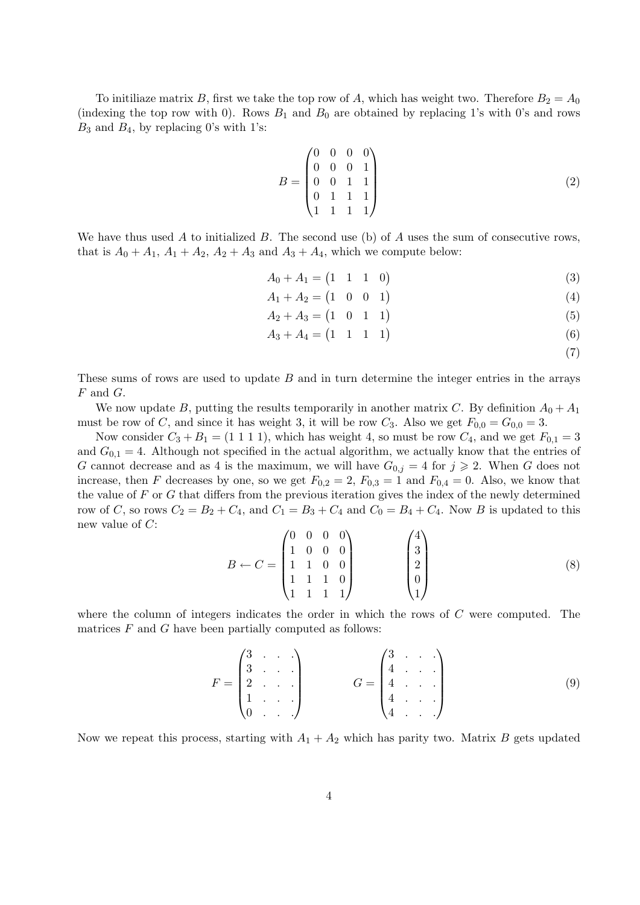To initiliaze matrix $B$, first we take the top row of $A$, which has weight two. Therefore $B_2 = A_0$ (indexing the top row with 0). Rows $B_1$ and $B_0$ are obtained by replacing 1's with 0's and rows $B_3$ and $B_4$, by replacing 0's with 1's:

$$B = \begin{pmatrix} 0 & 0 & 0 & 0 \\ 0 & 0 & 0 & 1 \\ 0 & 0 & 1 & 1 \\ 0 & 1 & 1 & 1 \\ 1 & 1 & 1 & 1 \end{pmatrix} \tag{2}$$

We have thus used $A$ to initialized $B$. The second use (b) of $A$ uses the sum of consecutive rows, that is $A_0 + A_1$, $A_1 + A_2$, $A_2 + A_3$ and $A_3 + A_4$, which we compute below:

$$A_0 + A_1 = \begin{pmatrix} 1 & 1 & 1 & 0 \end{pmatrix} \tag{3}$$

$$A_1 + A_2 = \begin{pmatrix} 1 & 0 & 0 & 1 \end{pmatrix} \tag{4}$$

$$A_2 + A_3 = \begin{pmatrix} 1 & 0 & 1 & 1 \end{pmatrix} \tag{5}$$

$$A_3 + A_4 = \begin{pmatrix} 1 & 1 & 1 & 1 \end{pmatrix} \tag{6}$$

$$\tag{7}$$

These sums of rows are used to update $B$ and in turn determine the integer entries in the arrays $F$ and $G$.

We now update $B$, putting the results temporarily in another matrix $C$. By definition $A_0 + A_1$ must be row of $C$, and since it has weight 3, it will be row $C_3$. Also we get $F_{0,0} = G_{0,0} = 3$.

Now consider $C_3 + B_1 = (1\ 1\ 1\ 1)$, which has weight 4, so must be row $C_4$, and we get $F_{0,1} = 3$ and $G_{0,1} = 4$. Although not specified in the actual algorithm, we actually know that the entries of $G$ cannot decrease and as 4 is the maximum, we will have $G_{0,j} = 4$ for $j \geqslant 2$. When $G$ does not increase, then $F$ decreases by one, so we get $F_{0,2} = 2$, $F_{0,3} = 1$ and $F_{0,4} = 0$. Also, we know that the value of $F$ or $G$ that differs from the previous iteration gives the index of the newly determined row of $C$, so rows $C_2 = B_2 + C_4$, and $C_1 = B_3 + C_4$ and $C_0 = B_4 + C_4$. Now $B$ is updated to this new value of $C$:

$$B \leftarrow C = \begin{pmatrix} 0 & 0 & 0 & 0 \\ 1 & 0 & 0 & 0 \\ 1 & 1 & 0 & 0 \\ 1 & 1 & 1 & 0 \\ 1 & 1 & 1 & 1 \end{pmatrix} \qquad \begin{pmatrix} 4 \\ 3 \\ 2 \\ 0 \\ 1 \end{pmatrix} \tag{8}$$

where the column of integers indicates the order in which the rows of $C$ were computed. The matrices $F$ and $G$ have been partially computed as follows:

$$F = \begin{pmatrix} 3 & . & . & . \\ 3 & . & . & . \\ 2 & . & . & . \\ 1 & . & . & . \\ 0 & . & . & . \end{pmatrix} \qquad G = \begin{pmatrix} 3 & . & . & . \\ 4 & . & . & . \\ 4 & . & . & . \\ 4 & . & . & . \\ 4 & . & . & . \end{pmatrix} \tag{9}$$

Now we repeat this process, starting with $A_1 + A_2$ which has parity two. Matrix $B$ gets updated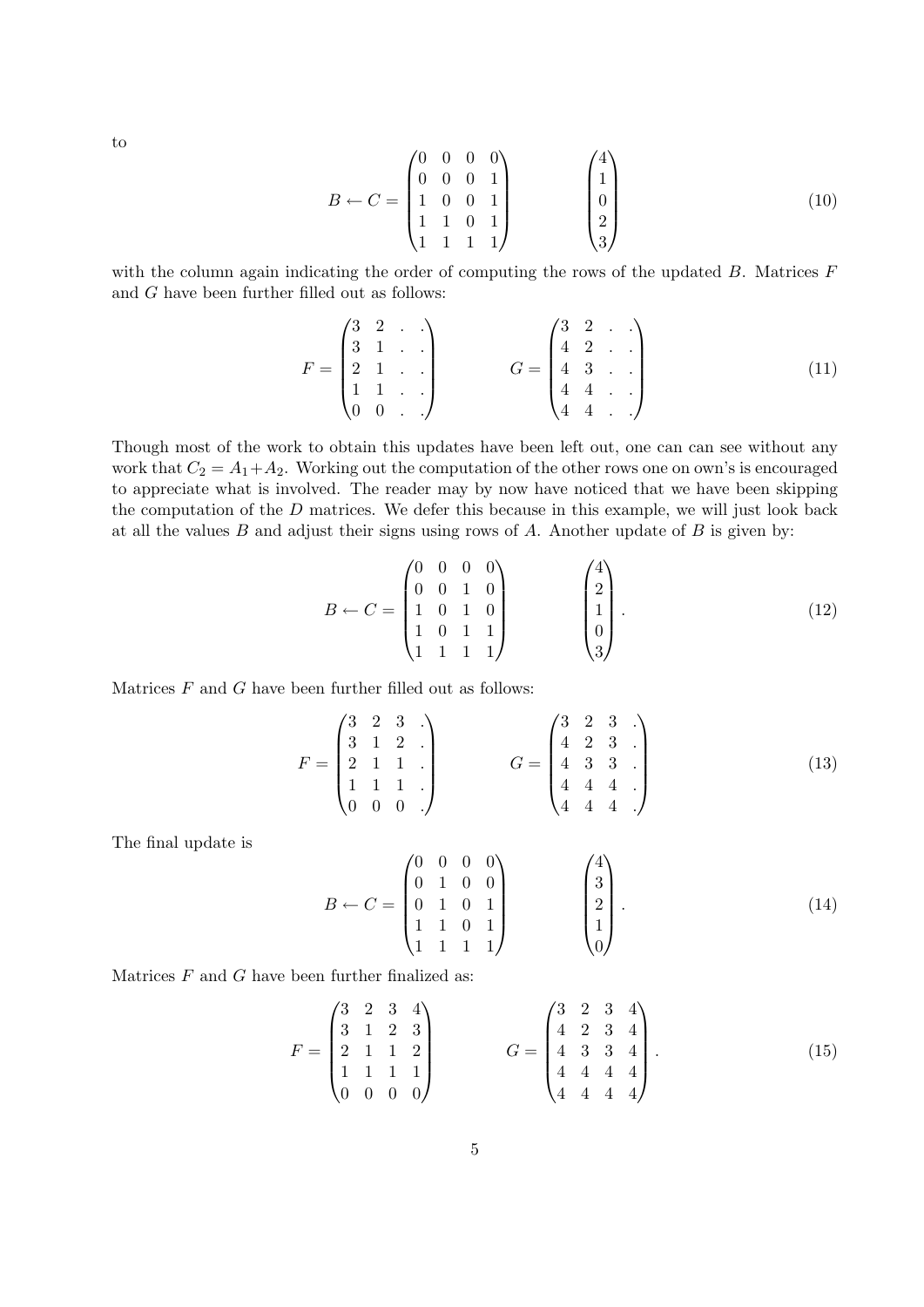to

$$B \leftarrow C = \begin{pmatrix} 0 & 0 & 0 & 0 \\ 0 & 0 & 0 & 1 \\ 1 & 0 & 0 & 1 \\ 1 & 1 & 0 & 1 \\ 1 & 1 & 1 & 1 \end{pmatrix} \qquad \begin{pmatrix} 4 \\ 1 \\ 0 \\ 2 \\ 3 \end{pmatrix} \tag{10}$$

with the column again indicating the order of computing the rows of the updated $B$. Matrices $F$ and $G$ have been further filled out as follows:

$$F = \begin{pmatrix} 3 & 2 & . & . \\ 3 & 1 & . & . \\ 2 & 1 & . & . \\ 1 & 1 & . & . \\ 0 & 0 & . & . \end{pmatrix} \qquad G = \begin{pmatrix} 3 & 2 & . & . \\ 4 & 2 & . & . \\ 4 & 3 & . & . \\ 4 & 4 & . & . \\ 4 & 4 & . & . \end{pmatrix} \tag{11}$$

Though most of the work to obtain this updates have been left out, one can can see without any work that $C_2 = A_1 + A_2$. Working out the computation of the other rows one on own's is encouraged to appreciate what is involved. The reader may by now have noticed that we have been skipping the computation of the $D$ matrices. We defer this because in this example, we will just look back at all the values $B$ and adjust their signs using rows of $A$. Another update of $B$ is given by:

$$B \leftarrow C = \begin{pmatrix} 0 & 0 & 0 & 0 \\ 0 & 0 & 1 & 0 \\ 1 & 0 & 1 & 0 \\ 1 & 0 & 1 & 1 \\ 1 & 1 & 1 & 1 \end{pmatrix} \qquad \begin{pmatrix} 4 \\ 2 \\ 1 \\ 0 \\ 3 \end{pmatrix}. \tag{12}$$

Matrices $F$ and $G$ have been further filled out as follows:

$$F = \begin{pmatrix} 3 & 2 & 3 & . \\ 3 & 1 & 2 & . \\ 2 & 1 & 1 & . \\ 1 & 1 & 1 & . \\ 0 & 0 & 0 & . \end{pmatrix} \qquad G = \begin{pmatrix} 3 & 2 & 3 & . \\ 4 & 2 & 3 & . \\ 4 & 3 & 3 & . \\ 4 & 4 & 4 & . \\ 4 & 4 & 4 & . \end{pmatrix} \tag{13}$$

The final update is

$$B \leftarrow C = \begin{pmatrix} 0 & 0 & 0 & 0 \\ 0 & 1 & 0 & 0 \\ 0 & 1 & 0 & 1 \\ 1 & 1 & 0 & 1 \\ 1 & 1 & 1 & 1 \end{pmatrix} \qquad \begin{pmatrix} 4 \\ 3 \\ 2 \\ 1 \\ 0 \end{pmatrix}. \tag{14}$$

Matrices $F$ and $G$ have been further finalized as:

$$F = \begin{pmatrix} 3 & 2 & 3 & 4 \\ 3 & 1 & 2 & 3 \\ 2 & 1 & 1 & 2 \\ 1 & 1 & 1 & 1 \\ 0 & 0 & 0 & 0 \end{pmatrix} \qquad G = \begin{pmatrix} 3 & 2 & 3 & 4 \\ 4 & 2 & 3 & 4 \\ 4 & 3 & 3 & 4 \\ 4 & 4 & 4 & 4 \\ 4 & 4 & 4 & 4 \end{pmatrix}. \tag{15}$$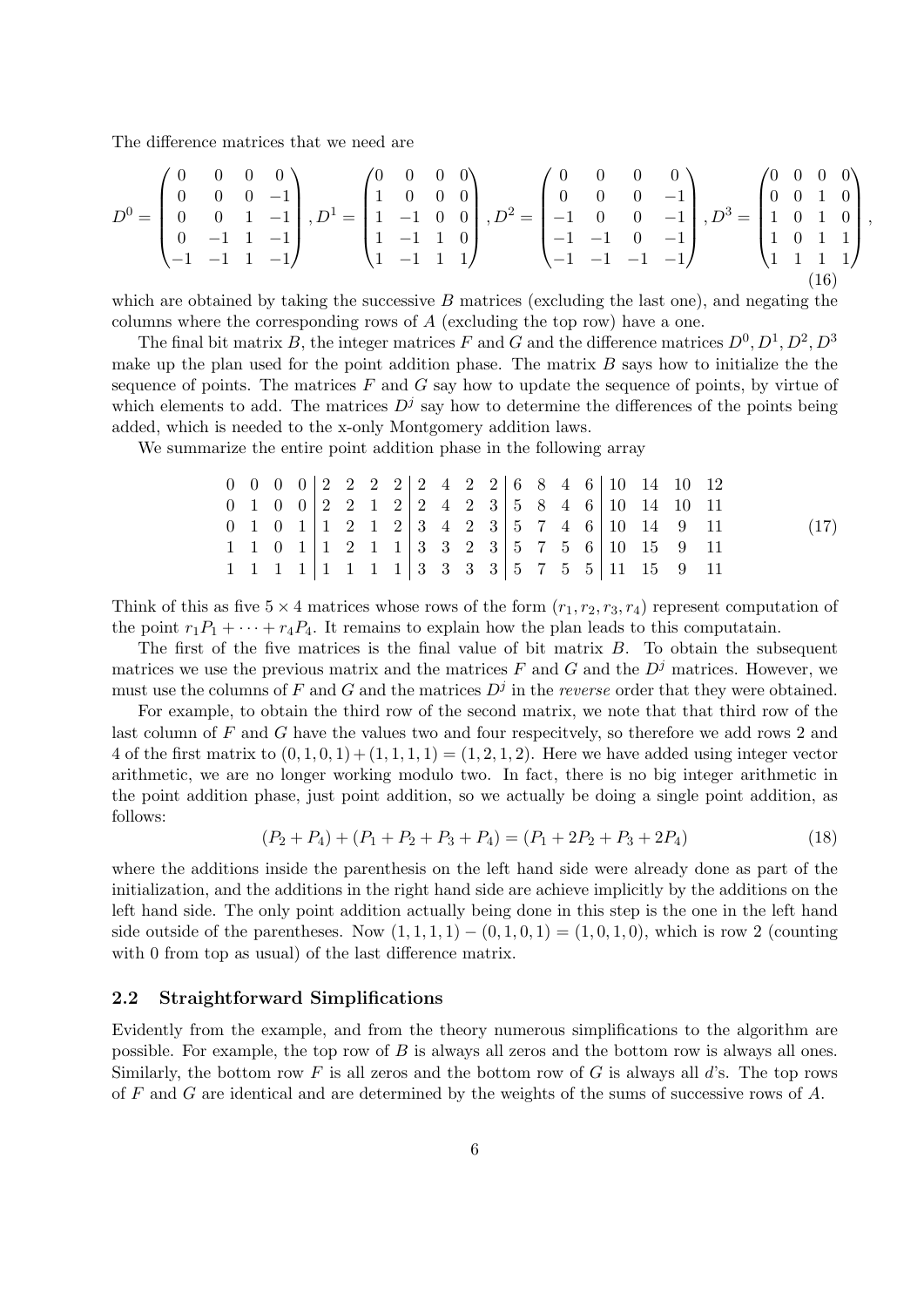The difference matrices that we need are

$$D^0 = \begin{pmatrix} 0 & 0 & 0 & 0 \\ 0 & 0 & 0 & -1 \\ 0 & 0 & 1 & -1 \\ 0 & -1 & 1 & -1 \\ -1 & -1 & 1 & -1 \end{pmatrix}, D^1 = \begin{pmatrix} 0 & 0 & 0 & 0 \\ 1 & 0 & 0 & 0 \\ 1 & -1 & 0 & 0 \\ 1 & -1 & 1 & 0 \\ 1 & -1 & 1 & 1 \end{pmatrix}, D^2 = \begin{pmatrix} 0 & 0 & 0 & 0 \\ 0 & 0 & 0 & -1 \\ -1 & 0 & 0 & -1 \\ -1 & -1 & 0 & -1 \\ -1 & -1 & -1 & -1 \end{pmatrix}, D^3 = \begin{pmatrix} 0 & 0 & 0 & 0 \\ 0 & 0 & 1 & 0 \\ 1 & 0 & 1 & 0 \\ 1 & 0 & 1 & 1 \\ 1 & 1 & 1 & 1 \end{pmatrix}, \tag{16}$$

which are obtained by taking the successive $B$ matrices (excluding the last one), and negating the columns where the corresponding rows of $A$ (excluding the top row) have a one.

The final bit matrix $B$, the integer matrices $F$ and $G$ and the difference matrices $D^0, D^1, D^2, D^3$ make up the plan used for the point addition phase. The matrix $B$ says how to initialize the the sequence of points. The matrices $F$ and $G$ say how to update the sequence of points, by virtue of which elements to add. The matrices $D^j$ say how to determine the differences of the points being added, which is needed to the x-only Montgomery addition laws.

We summarize the entire point addition phase in the following array

$$\begin{array}{cccc|cccc|cccc|cccc|cccc} 0 & 0 & 0 & 0 & 2 & 2 & 2 & 2 & 2 & 4 & 2 & 2 & 6 & 8 & 4 & 6 & 10 & 14 & 10 & 12 \\ 0 & 1 & 0 & 0 & 2 & 2 & 1 & 2 & 2 & 4 & 2 & 3 & 5 & 8 & 4 & 6 & 10 & 14 & 10 & 11 \\ 0 & 1 & 0 & 1 & 1 & 2 & 1 & 2 & 3 & 4 & 2 & 3 & 5 & 7 & 4 & 6 & 10 & 14 & 9 & 11 \\ 1 & 1 & 0 & 1 & 1 & 2 & 1 & 1 & 3 & 3 & 2 & 3 & 5 & 7 & 5 & 6 & 10 & 15 & 9 & 11 \\ 1 & 1 & 1 & 1 & 1 & 1 & 1 & 1 & 3 & 3 & 3 & 3 & 5 & 7 & 5 & 5 & 11 & 15 & 9 & 11 \end{array} \tag{17}$$

Think of this as five $5 \times 4$ matrices whose rows of the form $(r_1, r_2, r_3, r_4)$ represent computation of the point $r_1 P_1 + \cdots + r_4 P_4$. It remains to explain how the plan leads to this computatain.

The first of the five matrices is the final value of bit matrix $B$. To obtain the subsequent matrices we use the previous matrix and the matrices $F$ and $G$ and the $D^j$ matrices. However, we must use the columns of $F$ and $G$ and the matrices $D^j$ in the *reverse* order that they were obtained.

For example, to obtain the third row of the second matrix, we note that that third row of the last column of $F$ and $G$ have the values two and four respecitvely, so therefore we add rows 2 and 4 of the first matrix to $(0, 1, 0, 1) + (1, 1, 1, 1) = (1, 2, 1, 2)$. Here we have added using integer vector arithmetic, we are no longer working modulo two. In fact, there is no big integer arithmetic in the point addition phase, just point addition, so we actually be doing a single point addition, as follows:

$$(P_2 + P_4) + (P_1 + P_2 + P_3 + P_4) = (P_1 + 2P_2 + P_3 + 2P_4) \tag{18}$$

where the additions inside the parenthesis on the left hand side were already done as part of the initialization, and the additions in the right hand side are achieve implicitly by the additions on the left hand side. The only point addition actually being done in this step is the one in the left hand side outside of the parentheses. Now $(1, 1, 1, 1) - (0, 1, 0, 1) = (1, 0, 1, 0)$, which is row 2 (counting with 0 from top as usual) of the last difference matrix.

### 2.2 Straightforward Simplifications

Evidently from the example, and from the theory numerous simplifications to the algorithm are possible. For example, the top row of $B$ is always all zeros and the bottom row is always all ones. Similarly, the bottom row $F$ is all zeros and the bottom row of $G$ is always all $d$'s. The top rows of $F$ and $G$ are identical and are determined by the weights of the sums of successive rows of $A$.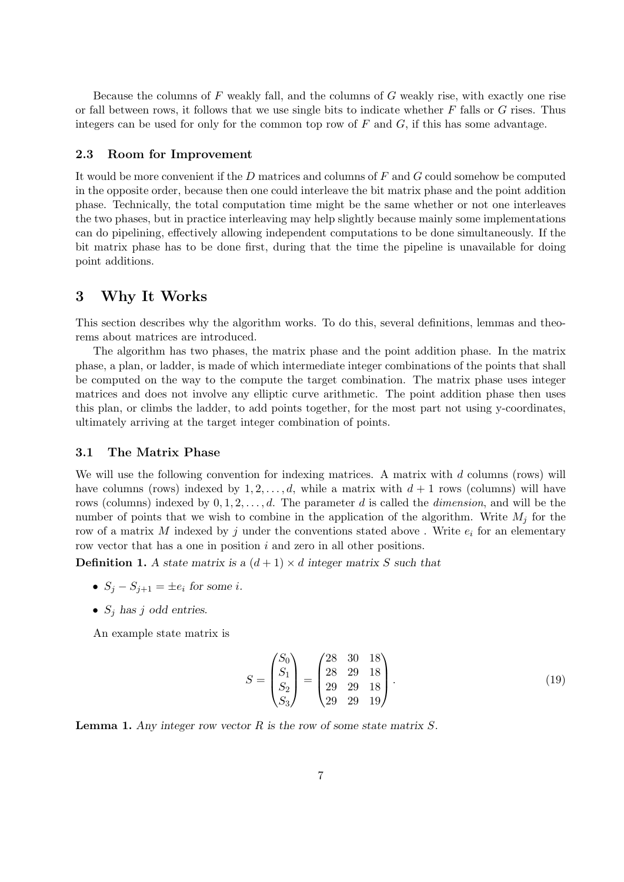Because the columns of $F$ weakly fall, and the columns of $G$ weakly rise, with exactly one rise or fall between rows, it follows that we use single bits to indicate whether $F$ falls or $G$ rises. Thus integers can be used for only for the common top row of $F$ and $G$, if this has some advantage.

### 2.3 Room for Improvement

It would be more convenient if the $D$ matrices and columns of $F$ and $G$ could somehow be computed in the opposite order, because then one could interleave the bit matrix phase and the point addition phase. Technically, the total computation time might be the same whether or not one interleaves the two phases, but in practice interleaving may help slightly because mainly some implementations can do pipelining, effectively allowing independent computations to be done simultaneously. If the bit matrix phase has to be done first, during that the time the pipeline is unavailable for doing point additions.

## 3 Why It Works

This section describes why the algorithm works. To do this, several definitions, lemmas and theorems about matrices are introduced.

The algorithm has two phases, the matrix phase and the point addition phase. In the matrix phase, a plan, or ladder, is made of which intermediate integer combinations of the points that shall be computed on the way to the compute the target combination. The matrix phase uses integer matrices and does not involve any elliptic curve arithmetic. The point addition phase then uses this plan, or climbs the ladder, to add points together, for the most part not using y-coordinates, ultimately arriving at the target integer combination of points.

### 3.1 The Matrix Phase

We will use the following convention for indexing matrices. A matrix with $d$ columns (rows) will have columns (rows) indexed by $1, 2, \ldots, d$, while a matrix with $d+1$ rows (columns) will have rows (columns) indexed by $0, 1, 2, \ldots, d$. The parameter $d$ is called the *dimension*, and will be the number of points that we wish to combine in the application of the algorithm. Write $M_j$ for the row of a matrix $M$ indexed by $j$ under the conventions stated above . Write $e_i$ for an elementary row vector that has a one in position $i$ and zero in all other positions.

**Definition 1.** *A state matrix is a $(d+1) \times d$ integer matrix $S$ such that*

- $S_j - S_{j+1} = \pm e_i$ *for some $i$.*
- $S_j$ *has $j$ odd entries.*

An example state matrix is

$$S = \begin{pmatrix} S_0 \\ S_1 \\ S_2 \\ S_3 \end{pmatrix} = \begin{pmatrix} 28 & 30 & 18 \\ 28 & 29 & 18 \\ 29 & 29 & 18 \\ 29 & 29 & 19 \end{pmatrix}. \tag{19}$$

**Lemma 1.** *Any integer row vector $R$ is the row of some state matrix $S$.*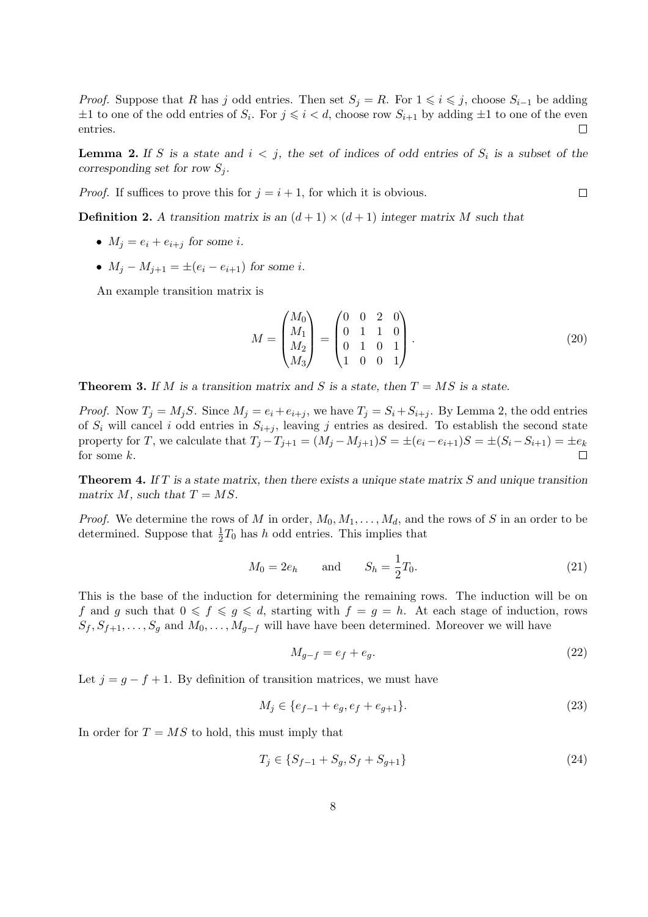*Proof.* Suppose that $R$ has $j$ odd entries. Then set $S_j = R$. For $1 \leqslant i \leqslant j$, choose $S_{i-1}$ be adding $\pm 1$ to one of the odd entries of $S_i$. For $j \leqslant i < d$, choose row $S_{i+1}$ by adding $\pm 1$ to one of the even entries. ◻

**Lemma 2.** *If $S$ is a state and $i < j$, the set of indices of odd entries of $S_i$ is a subset of the corresponding set for row $S_j$.*

*Proof.* If suffices to prove this for $j = i + 1$, for which it is obvious. ◻

**Definition 2.** *A transition matrix is an $(d+1) \times (d+1)$ integer matrix $M$ such that*

- $M_j = e_i + e_{i+j}$ *for some* $i$.
- $M_j - M_{j+1} = \pm(e_i - e_{i+1})$ *for some* $i$.

An example transition matrix is

$$M = \begin{pmatrix} M_0 \\ M_1 \\ M_2 \\ M_3 \end{pmatrix} = \begin{pmatrix} 0 & 0 & 2 & 0 \\ 0 & 1 & 1 & 0 \\ 0 & 1 & 0 & 1 \\ 1 & 0 & 0 & 1 \end{pmatrix}. \tag{20}$$

**Theorem 3.** *If $M$ is a transition matrix and $S$ is a state, then $T = MS$ is a state.*

*Proof.* Now $T_j = M_j S$. Since $M_j = e_i + e_{i+j}$, we have $T_j = S_i + S_{i+j}$. By Lemma 2, the odd entries of $S_i$ will cancel $i$ odd entries in $S_{i+j}$, leaving $j$ entries as desired. To establish the second state property for $T$, we calculate that $T_j - T_{j+1} = (M_j - M_{j+1})S = \pm(e_i - e_{i+1})S = \pm(S_i - S_{i+1}) = \pm e_k$ for some $k$. ◻

**Theorem 4.** *If $T$ is a state matrix, then there exists a unique state matrix $S$ and unique transition matrix $M$, such that $T = MS$.*

*Proof.* We determine the rows of $M$ in order, $M_0, M_1, \ldots, M_d$, and the rows of $S$ in an order to be determined. Suppose that $\frac{1}{2}T_0$ has $h$ odd entries. This implies that

$$M_0 = 2e_h \qquad \text{and} \qquad S_h = \frac{1}{2}T_0. \tag{21}$$

This is the base of the induction for determining the remaining rows. The induction will be on $f$ and $g$ such that $0 \leqslant f \leqslant g \leqslant d$, starting with $f = g = h$. At each stage of induction, rows $S_f, S_{f+1}, \ldots, S_g$ and $M_0, \ldots, M_{g-f}$ will have have been determined. Moreover we will have

$$M_{g-f} = e_f + e_g. \tag{22}$$

Let $j = g - f + 1$. By definition of transition matrices, we must have

$$M_j \in \{e_{f-1} + e_g, e_f + e_{g+1}\}. \tag{23}$$

In order for $T = MS$ to hold, this must imply that

$$T_j \in \{S_{f-1} + S_g, S_f + S_{g+1}\} \tag{24}$$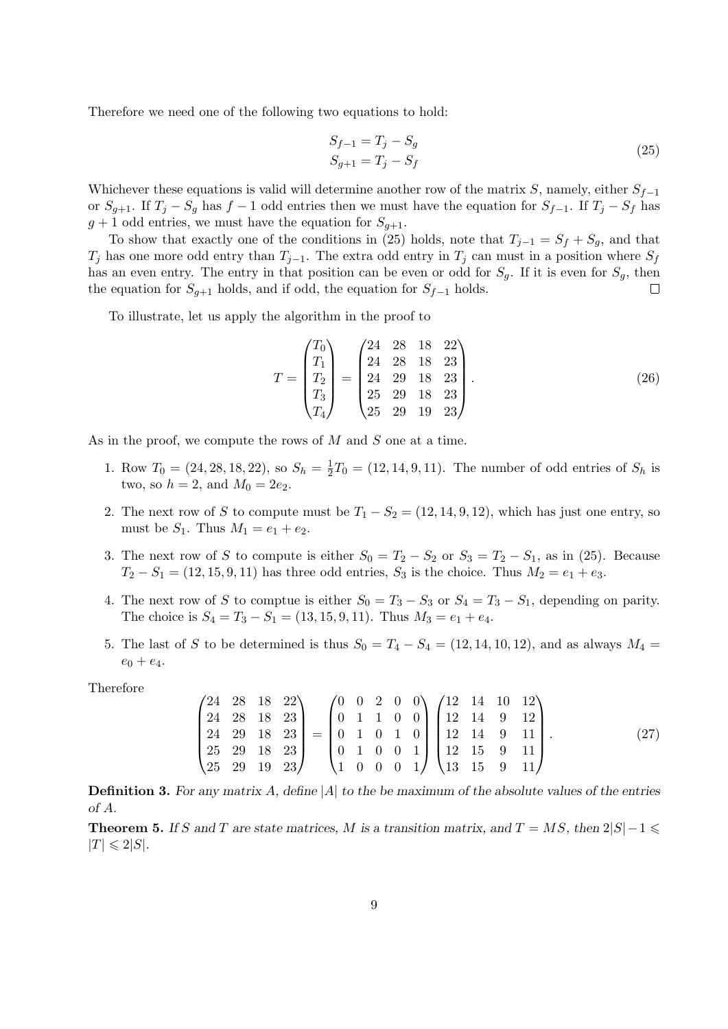Therefore we need one of the following two equations to hold:

$$
\begin{aligned}
S_{f-1} &= T_j - S_g \\
S_{g+1} &= T_j - S_f
\end{aligned}
\tag{25}
$$

Whichever these equations is valid will determine another row of the matrix $S$, namely, either $S_{f-1}$ or $S_{g+1}$. If $T_j - S_g$ has $f-1$ odd entries then we must have the equation for $S_{f-1}$. If $T_j - S_f$ has $g+1$ odd entries, we must have the equation for $S_{g+1}$.

To show that exactly one of the conditions in (25) holds, note that $T_{j-1} = S_f + S_g$, and that $T_j$ has one more odd entry than $T_{j-1}$. The extra odd entry in $T_j$ can must in a position where $S_f$ has an even entry. The entry in that position can be even or odd for $S_g$. If it is even for $S_g$, then the equation for $S_{g+1}$ holds, and if odd, the equation for $S_{f-1}$ holds. $\square$

To illustrate, let us apply the algorithm in the proof to

$$
T = \begin{pmatrix} T_0 \\ T_1 \\ T_2 \\ T_3 \\ T_4 \end{pmatrix} = \begin{pmatrix} 24 & 28 & 18 & 22 \\ 24 & 28 & 18 & 23 \\ 24 & 29 & 18 & 23 \\ 25 & 29 & 18 & 23 \\ 25 & 29 & 19 & 23 \end{pmatrix}.
\tag{26}
$$

As in the proof, we compute the rows of $M$ and $S$ one at a time.

1. Row $T_0 = (24, 28, 18, 22)$, so $S_h = \frac{1}{2}T_0 = (12, 14, 9, 11)$. The number of odd entries of $S_h$ is two, so $h = 2$, and $M_0 = 2e_2$.
2. The next row of $S$ to compute must be $T_1 - S_2 = (12, 14, 9, 12)$, which has just one entry, so must be $S_1$. Thus $M_1 = e_1 + e_2$.
3. The next row of $S$ to compute is either $S_0 = T_2 - S_2$ or $S_3 = T_2 - S_1$, as in (25). Because $T_2 - S_1 = (12, 15, 9, 11)$ has three odd entries, $S_3$ is the choice. Thus $M_2 = e_1 + e_3$.
4. The next row of $S$ to comptue is either $S_0 = T_3 - S_3$ or $S_4 = T_3 - S_1$, depending on parity. The choice is $S_4 = T_3 - S_1 = (13, 15, 9, 11)$. Thus $M_3 = e_1 + e_4$.
5. The last of $S$ to be determined is thus $S_0 = T_4 - S_4 = (12, 14, 10, 12)$, and as always $M_4 = e_0 + e_4$.

Therefore

$$
\begin{pmatrix} 24 & 28 & 18 & 22 \\ 24 & 28 & 18 & 23 \\ 24 & 29 & 18 & 23 \\ 25 & 29 & 18 & 23 \\ 25 & 29 & 19 & 23 \end{pmatrix} = \begin{pmatrix} 0 & 0 & 2 & 0 & 0 \\ 0 & 1 & 1 & 0 & 0 \\ 0 & 1 & 0 & 1 & 0 \\ 0 & 1 & 0 & 0 & 1 \\ 1 & 0 & 0 & 0 & 1 \end{pmatrix} \begin{pmatrix} 12 & 14 & 10 & 12 \\ 12 & 14 & 9 & 12 \\ 12 & 14 & 9 & 11 \\ 12 & 15 & 9 & 11 \\ 13 & 15 & 9 & 11 \end{pmatrix}.
\tag{27}
$$

**Definition 3.** *For any matrix $A$, define $|A|$ to the be maximum of the absolute values of the entries of $A$.*

**Theorem 5.** *If $S$ and $T$ are state matrices, $M$ is a transition matrix, and $T = MS$, then $2|S| - 1 \leqslant |T| \leqslant 2|S|$.*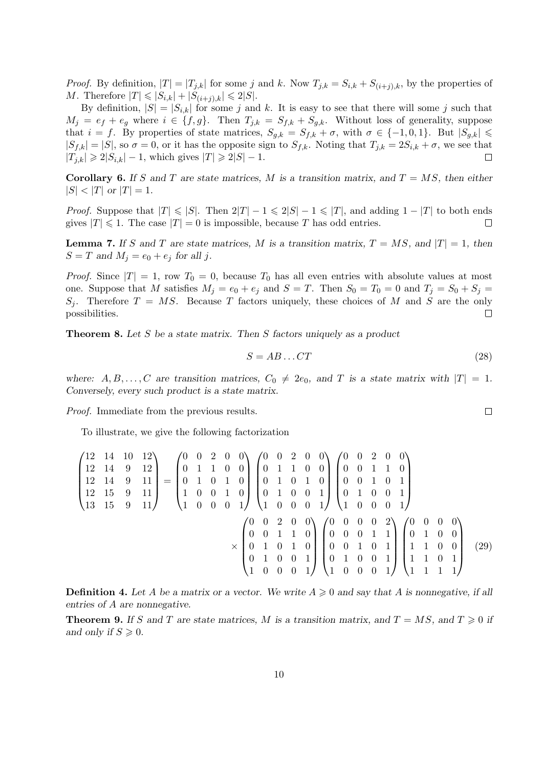*Proof.* By definition, $|T| = |T_{j,k}|$ for some $j$ and $k$. Now $T_{j,k} = S_{i,k} + S_{(i+j),k}$, by the properties of $M$. Therefore $|T| \leqslant |S_{i,k}| + |S_{(i+j),k}| \leqslant 2|S|$.

By definition, $|S| = |S_{i,k}|$ for some $j$ and $k$. It is easy to see that there will some $j$ such that $M_j = e_f + e_g$ where $i \in \{f, g\}$. Then $T_{j,k} = S_{f,k} + S_{g,k}$. Without loss of generality, suppose that $i = f$. By properties of state matrices, $S_{g,k} = S_{f,k} + \sigma$, with $\sigma \in \{-1, 0, 1\}$. But $|S_{g,k}| \leqslant |S_{f,k}| = |S|$, so $\sigma = 0$, or it has the opposite sign to $S_{f,k}$. Noting that $T_{j,k} = 2S_{i,k} + \sigma$, we see that $|T_{j,k}| \geqslant 2|S_{i,k}| - 1$, which gives $|T| \geqslant 2|S| - 1$. $\square$

**Corollary 6.** *If $S$ and $T$ are state matrices, $M$ is a transition matrix, and $T = MS$, then either $|S| < |T|$ or $|T| = 1$.*

*Proof.* Suppose that $|T| \leqslant |S|$. Then $2|T| - 1 \leqslant 2|S| - 1 \leqslant |T|$, and adding $1 - |T|$ to both ends gives $|T| \leqslant 1$. The case $|T| = 0$ is impossible, because $T$ has odd entries. $\square$

**Lemma 7.** *If $S$ and $T$ are state matrices, $M$ is a transition matrix, $T = MS$, and $|T| = 1$, then $S = T$ and $M_j = e_0 + e_j$ for all $j$.*

*Proof.* Since $|T| = 1$, row $T_0 = 0$, because $T_0$ has all even entries with absolute values at most one. Suppose that $M$ satisfies $M_j = e_0 + e_j$ and $S = T$. Then $S_0 = T_0 = 0$ and $T_j = S_0 + S_j = S_j$. Therefore $T = MS$. Because $T$ factors uniquely, these choices of $M$ and $S$ are the only possibilities. $\square$

**Theorem 8.** *Let $S$ be a state matrix. Then $S$ factors uniquely as a product*

$$S = AB \dots CT \tag{28}$$

*where: $A, B, \dots, C$ are transition matrices, $C_0 \neq 2e_0$, and $T$ is a state matrix with $|T| = 1$. Conversely, every such product is a state matrix.*

*Proof.* Immediate from the previous results. $\square$

To illustrate, we give the following factorization

$$\begin{pmatrix} 12 & 14 & 10 & 12 \\ 12 & 14 & 9 & 12 \\ 12 & 14 & 9 & 11 \\ 12 & 15 & 9 & 11 \\ 13 & 15 & 9 & 11 \end{pmatrix} = \begin{pmatrix} 0 & 0 & 2 & 0 & 0 \\ 0 & 1 & 1 & 0 & 0 \\ 0 & 1 & 0 & 1 & 0 \\ 1 & 0 & 0 & 1 & 0 \\ 1 & 0 & 0 & 0 & 1 \end{pmatrix} \begin{pmatrix} 0 & 0 & 2 & 0 & 0 \\ 0 & 1 & 1 & 0 & 0 \\ 0 & 1 & 0 & 1 & 0 \\ 0 & 1 & 0 & 0 & 1 \\ 1 & 0 & 0 & 0 & 1 \end{pmatrix} \begin{pmatrix} 0 & 0 & 2 & 0 & 0 \\ 0 & 0 & 1 & 1 & 0 \\ 0 & 0 & 1 & 0 & 1 \\ 0 & 1 & 0 & 0 & 1 \\ 1 & 0 & 0 & 0 & 1 \end{pmatrix}$$

$$\times \begin{pmatrix} 0 & 0 & 2 & 0 & 0 \\ 0 & 0 & 1 & 1 & 0 \\ 0 & 1 & 0 & 1 & 0 \\ 0 & 1 & 0 & 0 & 1 \\ 1 & 0 & 0 & 0 & 1 \end{pmatrix} \begin{pmatrix} 0 & 0 & 0 & 0 & 2 \\ 0 & 0 & 0 & 1 & 1 \\ 0 & 0 & 1 & 0 & 1 \\ 0 & 1 & 0 & 0 & 1 \\ 1 & 0 & 0 & 0 & 1 \end{pmatrix} \begin{pmatrix} 0 & 0 & 0 & 0 \\ 0 & 1 & 0 & 0 \\ 1 & 1 & 0 & 0 \\ 1 & 1 & 0 & 1 \\ 1 & 1 & 1 & 1 \end{pmatrix} \tag{29}$$

**Definition 4.** *Let $A$ be a matrix or a vector. We write $A \geqslant 0$ and say that $A$ is nonnegative, if all entries of $A$ are nonnegative.*

**Theorem 9.** *If $S$ and $T$ are state matrices, $M$ is a transition matrix, and $T = MS$, and $T \geqslant 0$ if and only if $S \geqslant 0$.*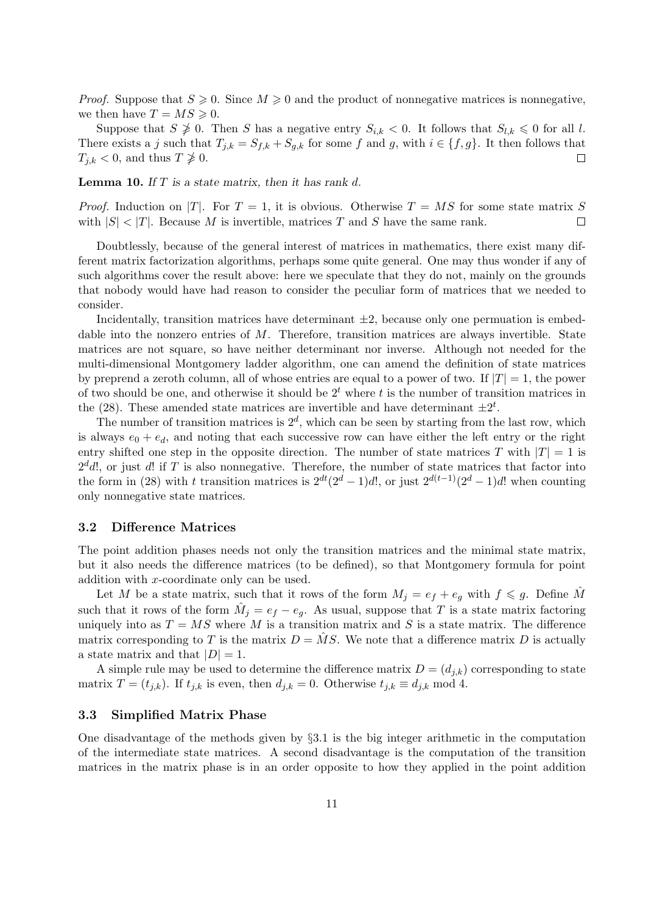*Proof.* Suppose that $S \geqslant 0$. Since $M \geqslant 0$ and the product of nonnegative matrices is nonnegative, we then have $T = MS \geqslant 0$.

Suppose that $S \ngeqslant 0$. Then $S$ has a negative entry $S_{i,k} < 0$. It follows that $S_{l,k} \leqslant 0$ for all $l$. There exists a $j$ such that $T_{j,k} = S_{f,k} + S_{g,k}$ for some $f$ and $g$, with $i \in \{f, g\}$. It then follows that $T_{j,k} < 0$, and thus $T \ngeqslant 0$. ∎

**Lemma 10.** *If $T$ is a state matrix, then it has rank $d$.*

*Proof.* Induction on $|T|$. For $T = 1$, it is obvious. Otherwise $T = MS$ for some state matrix $S$ with $|S| < |T|$. Because $M$ is invertible, matrices $T$ and $S$ have the same rank. ∎

Doubtlessly, because of the general interest of matrices in mathematics, there exist many different matrix factorization algorithms, perhaps some quite general. One may thus wonder if any of such algorithms cover the result above: here we speculate that they do not, mainly on the grounds that nobody would have had reason to consider the peculiar form of matrices that we needed to consider.

Incidentally, transition matrices have determinant $\pm 2$, because only one permuation is embeddable into the nonzero entries of $M$. Therefore, transition matrices are always invertible. State matrices are not square, so have neither determinant nor inverse. Although not needed for the multi-dimensional Montgomery ladder algorithm, one can amend the definition of state matrices by preprend a zeroth column, all of whose entries are equal to a power of two. If $|T| = 1$, the power of two should be one, and otherwise it should be $2^t$ where $t$ is the number of transition matrices in the (28). These amended state matrices are invertible and have determinant $\pm 2^t$.

The number of transition matrices is $2^d$, which can be seen by starting from the last row, which is always $e_0 + e_d$, and noting that each successive row can have either the left entry or the right entry shifted one step in the opposite direction. The number of state matrices $T$ with $|T| = 1$ is $2^d d!$, or just $d!$ if $T$ is also nonnegative. Therefore, the number of state matrices that factor into the form in (28) with $t$ transition matrices is $2^{dt}(2^d - 1)d!$, or just $2^{d(t-1)}(2^d - 1)d!$ when counting only nonnegative state matrices.

### 3.2 Difference Matrices

The point addition phases needs not only the transition matrices and the minimal state matrix, but it also needs the difference matrices (to be defined), so that Montgomery formula for point addition with $x$-coordinate only can be used.

Let $M$ be a state matrix, such that it rows of the form $M_j = e_f + e_g$ with $f \leqslant g$. Define $\hat{M}$ such that it rows of the form $\hat{M}_j = e_f - e_g$. As usual, suppose that $T$ is a state matrix factoring uniquely into as $T = MS$ where $M$ is a transition matrix and $S$ is a state matrix. The difference matrix corresponding to $T$ is the matrix $D = \hat{M}S$. We note that a difference matrix $D$ is actually a state matrix and that $|D| = 1$.

A simple rule may be used to determine the difference matrix $D = (d_{j,k})$ corresponding to state matrix $T = (t_{j,k})$. If $t_{j,k}$ is even, then $d_{j,k} = 0$. Otherwise $t_{j,k} \equiv d_{j,k} \bmod 4$.

### 3.3 Simplified Matrix Phase

One disadvantage of the methods given by §3.1 is the big integer arithmetic in the computation of the intermediate state matrices. A second disadvantage is the computation of the transition matrices in the matrix phase is in an order opposite to how they applied in the point addition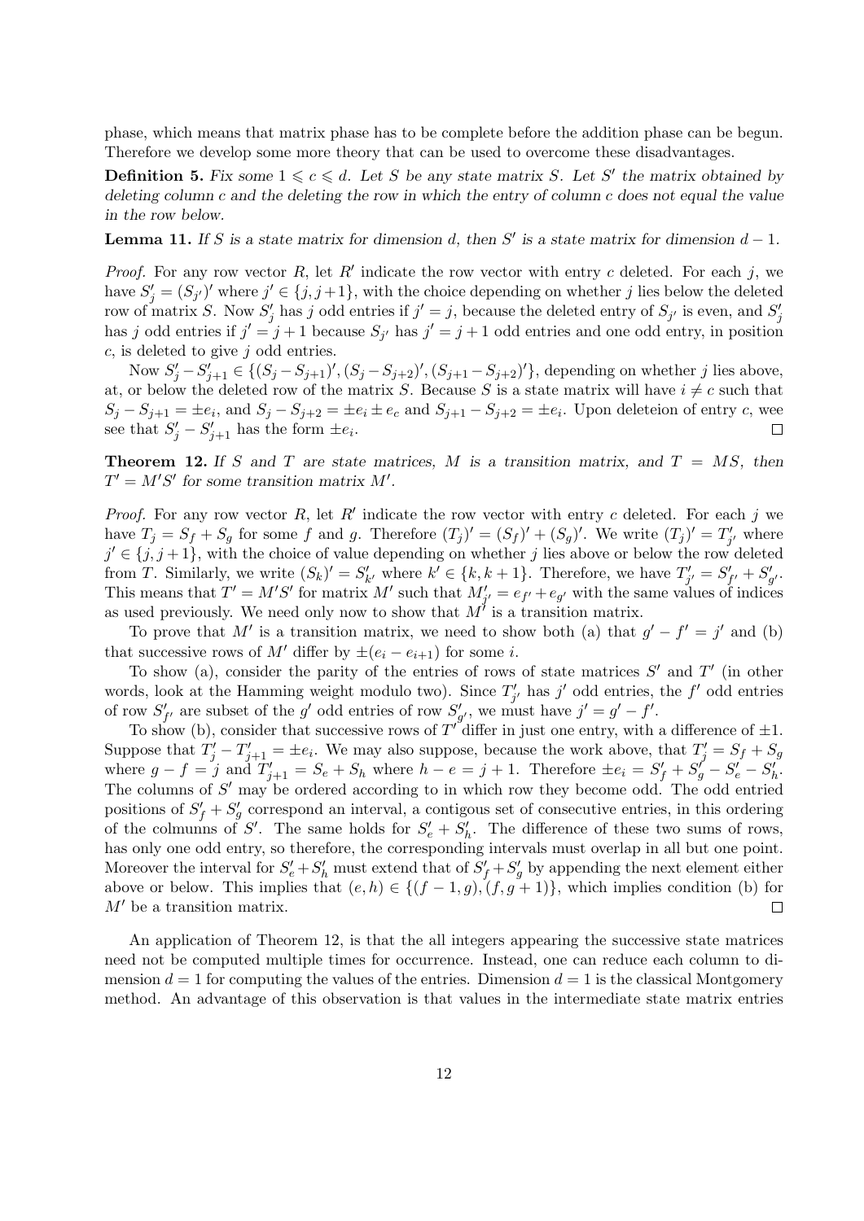phase, which means that matrix phase has to be complete before the addition phase can be begun. Therefore we develop some more theory that can be used to overcome these disadvantages.

**Definition 5.** *Fix some $1 \leqslant c \leqslant d$. Let $S$ be any state matrix $S$. Let $S'$ the matrix obtained by deleting column $c$ and the deleting the row in which the entry of column $c$ does not equal the value in the row below.*

**Lemma 11.** *If $S$ is a state matrix for dimension $d$, then $S'$ is a state matrix for dimension $d-1$.*

*Proof.* For any row vector $R$, let $R'$ indicate the row vector with entry $c$ deleted. For each $j$, we have $S'_j = (S_{j'})'$ where $j' \in \{j, j+1\}$, with the choice depending on whether $j$ lies below the deleted row of matrix $S$. Now $S'_j$ has $j$ odd entries if $j' = j$, because the deleted entry of $S_{j'}$ is even, and $S'_j$ has $j$ odd entries if $j' = j+1$ because $S_{j'}$ has $j' = j+1$ odd entries and one odd entry, in position $c$, is deleted to give $j$ odd entries.

Now $S'_j - S'_{j+1} \in \{(S_j - S_{j+1})', (S_j - S_{j+2})', (S_{j+1} - S_{j+2})'\}$, depending on whether $j$ lies above, at, or below the deleted row of the matrix $S$. Because $S$ is a state matrix will have $i \neq c$ such that $S_j - S_{j+1} = \pm e_i$, and $S_j - S_{j+2} = \pm e_i \pm e_c$ and $S_{j+1} - S_{j+2} = \pm e_i$. Upon deleteion of entry $c$, wee see that $S'_j - S'_{j+1}$ has the form $\pm e_i$. $\square$

**Theorem 12.** *If $S$ and $T$ are state matrices, $M$ is a transition matrix, and $T = MS$, then $T' = M'S'$ for some transition matrix $M'$.*

*Proof.* For any row vector $R$, let $R'$ indicate the row vector with entry $c$ deleted. For each $j$ we have $T_j = S_f + S_g$ for some $f$ and $g$. Therefore $(T_j)' = (S_f)' + (S_g)'$. We write $(T_j)' = T'_{j'}$ where $j' \in \{j, j+1\}$, with the choice of value depending on whether $j$ lies above or below the row deleted from $T$. Similarly, we write $(S_k)' = S'_{k'}$ where $k' \in \{k, k+1\}$. Therefore, we have $T'_{j'} = S'_{f'} + S'_{g'}$. This means that $T' = M'S'$ for matrix $M'$ such that $M'_{j'} = e_{f'} + e_{g'}$ with the same values of indices as used previously. We need only now to show that $M'$ is a transition matrix.

To prove that $M'$ is a transition matrix, we need to show both (a) that $g' - f' = j'$ and (b) that successive rows of $M'$ differ by $\pm(e_i - e_{i+1})$ for some $i$.

To show (a), consider the parity of the entries of rows of state matrices $S'$ and $T'$ (in other words, look at the Hamming weight modulo two). Since $T'_{j'}$ has $j'$ odd entries, the $f'$ odd entries of row $S'_{f'}$ are subset of the $g'$ odd entries of row $S'_{g'}$, we must have $j' = g' - f'$.

To show (b), consider that successive rows of $T'$ differ in just one entry, with a difference of $\pm 1$. Suppose that $T'_j - T'_{j+1} = \pm e_i$. We may also suppose, because the work above, that $T'_j = S_f + S_g$ where $g - f = j$ and $T'_{j+1} = S_e + S_h$ where $h - e = j+1$. Therefore $\pm e_i = S'_f + S'_g - S'_e - S'_h$. The columns of $S'$ may be ordered according to in which row they become odd. The odd entried positions of $S'_f + S'_g$ correspond an interval, a contigous set of consecutive entries, in this ordering of the colmunns of $S'$. The same holds for $S'_e + S'_h$. The difference of these two sums of rows, has only one odd entry, so therefore, the corresponding intervals must overlap in all but one point. Moreover the interval for $S'_e + S'_h$ must extend that of $S'_f + S'_g$ by appending the next element either above or below. This implies that $(e, h) \in \{(f-1, g), (f, g+1)\}$, which implies condition (b) for $M'$ be a transition matrix. $\square$

An application of Theorem 12, is that the all integers appearing the successive state matrices need not be computed multiple times for occurrence. Instead, one can reduce each column to dimension $d = 1$ for computing the values of the entries. Dimension $d = 1$ is the classical Montgomery method. An advantage of this observation is that values in the intermediate state matrix entries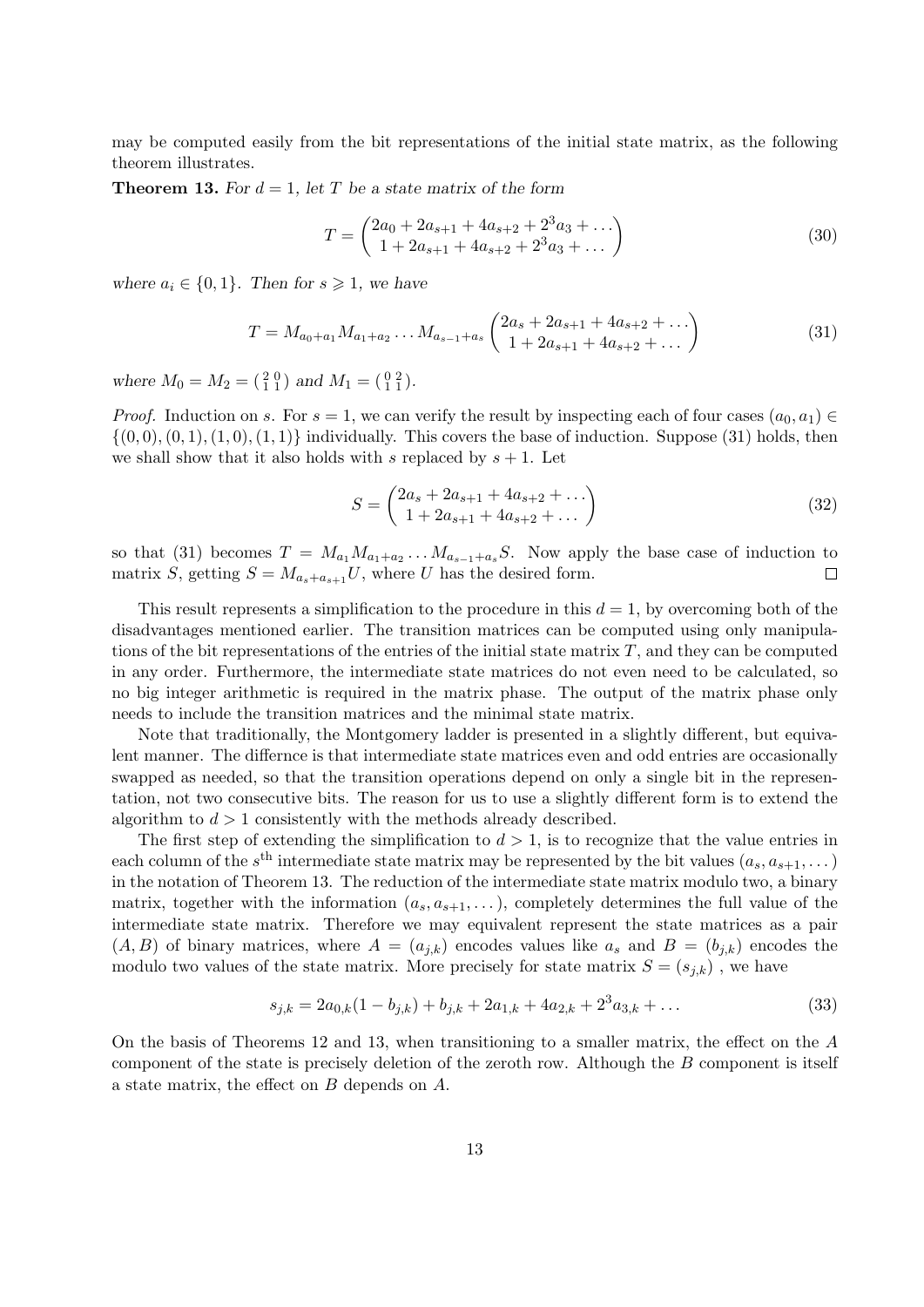may be computed easily from the bit representations of the initial state matrix, as the following theorem illustrates.

**Theorem 13.** *For $d = 1$, let $T$ be a state matrix of the form*

$$T = \begin{pmatrix} 2a_0 + 2a_{s+1} + 4a_{s+2} + 2^3 a_3 + \dots \\ 1 + 2a_{s+1} + 4a_{s+2} + 2^3 a_3 + \dots \end{pmatrix} \tag{30}$$

*where $a_i \in \{0, 1\}$. Then for $s \geqslant 1$, we have*

$$T = M_{a_0+a_1} M_{a_1+a_2} \dots M_{a_{s-1}+a_s} \begin{pmatrix} 2a_s + 2a_{s+1} + 4a_{s+2} + \dots \\ 1 + 2a_{s+1} + 4a_{s+2} + \dots \end{pmatrix} \tag{31}$$

*where $M_0 = M_2 = \left(\begin{smallmatrix} 2 & 0 \\ 1 & 1 \end{smallmatrix}\right)$ and $M_1 = \left(\begin{smallmatrix} 0 & 2 \\ 1 & 1 \end{smallmatrix}\right)$.*

*Proof.* Induction on $s$. For $s = 1$, we can verify the result by inspecting each of four cases $(a_0, a_1) \in \{(0, 0), (0, 1), (1, 0), (1, 1)\}$ individually. This covers the base of induction. Suppose (31) holds, then we shall show that it also holds with $s$ replaced by $s + 1$. Let

$$S = \begin{pmatrix} 2a_s + 2a_{s+1} + 4a_{s+2} + \dots \\ 1 + 2a_{s+1} + 4a_{s+2} + \dots \end{pmatrix} \tag{32}$$

so that (31) becomes $T = M_{a_1} M_{a_1+a_2} \dots M_{a_{s-1}+a_s} S$. Now apply the base case of induction to matrix $S$, getting $S = M_{a_s+a_{s+1}} U$, where $U$ has the desired form. $\square$

This result represents a simplification to the procedure in this $d = 1$, by overcoming both of the disadvantages mentioned earlier. The transition matrices can be computed using only manipulations of the bit representations of the entries of the initial state matrix $T$, and they can be computed in any order. Furthermore, the intermediate state matrices do not even need to be calculated, so no big integer arithmetic is required in the matrix phase. The output of the matrix phase only needs to include the transition matrices and the minimal state matrix.

Note that traditionally, the Montgomery ladder is presented in a slightly different, but equivalent manner. The differnce is that intermediate state matrices even and odd entries are occasionally swapped as needed, so that the transition operations depend on only a single bit in the representation, not two consecutive bits. The reason for us to use a slightly different form is to extend the algorithm to $d > 1$ consistently with the methods already described.

The first step of extending the simplification to $d > 1$, is to recognize that the value entries in each column of the $s^{\text{th}}$ intermediate state matrix may be represented by the bit values $(a_s, a_{s+1}, \dots)$ in the notation of Theorem 13. The reduction of the intermediate state matrix modulo two, a binary matrix, together with the information $(a_s, a_{s+1}, \dots)$, completely determines the full value of the intermediate state matrix. Therefore we may equivalent represent the state matrices as a pair $(A, B)$ of binary matrices, where $A = (a_{j,k})$ encodes values like $a_s$ and $B = (b_{j,k})$ encodes the modulo two values of the state matrix. More precisely for state matrix $S = (s_{j,k})$ , we have

$$s_{j,k} = 2a_{0,k}(1 - b_{j,k}) + b_{j,k} + 2a_{1,k} + 4a_{2,k} + 2^3 a_{3,k} + \dots \tag{33}$$

On the basis of Theorems 12 and 13, when transitioning to a smaller matrix, the effect on the $A$ component of the state is precisely deletion of the zeroth row. Although the $B$ component is itself a state matrix, the effect on $B$ depends on $A$.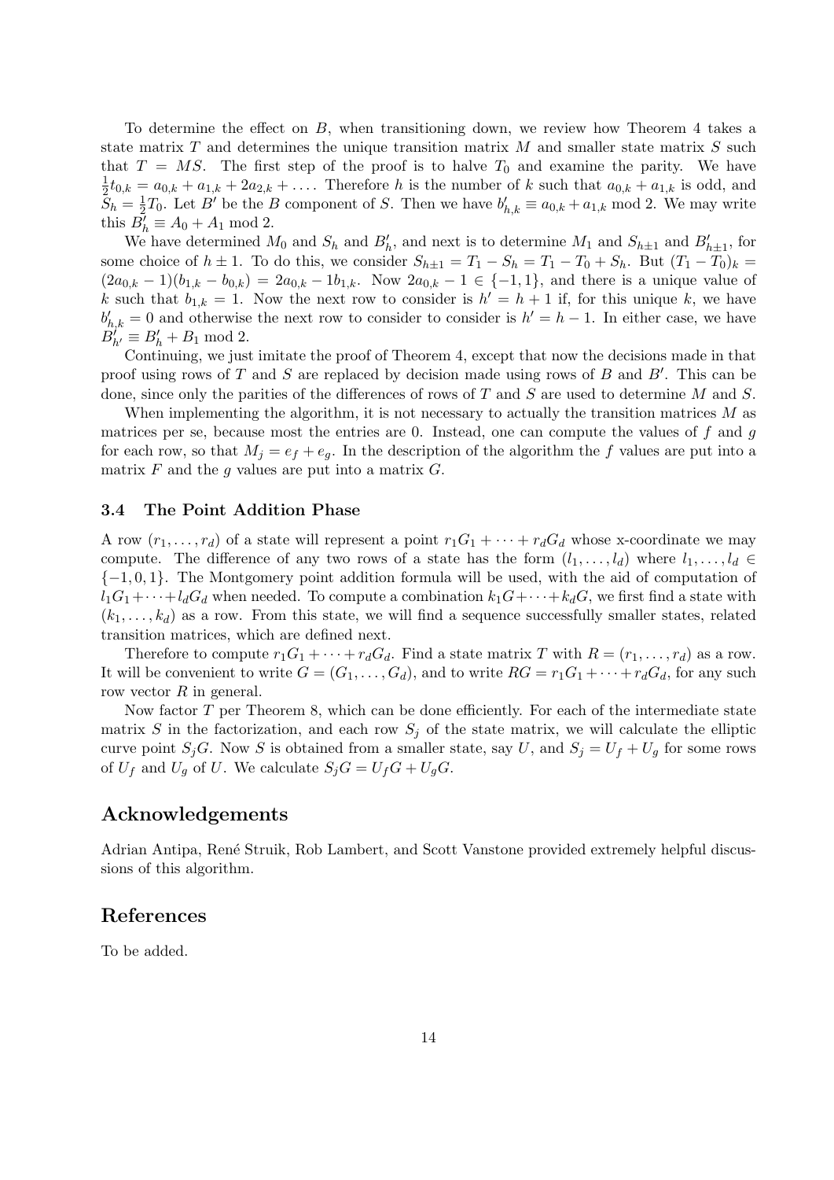To determine the effect on $B$, when transitioning down, we review how Theorem 4 takes a state matrix $T$ and determines the unique transition matrix $M$ and smaller state matrix $S$ such that $T = MS$. The first step of the proof is to halve $T_0$ and examine the parity. We have $\frac{1}{2}t_{0,k} = a_{0,k} + a_{1,k} + 2a_{2,k} + \dots$. Therefore $h$ is the number of $k$ such that $a_{0,k} + a_{1,k}$ is odd, and $S_h = \frac{1}{2}T_0$. Let $B'$ be the $B$ component of $S$. Then we have $b'_{h,k} \equiv a_{0,k} + a_{1,k} \bmod 2$. We may write this $B'_h \equiv A_0 + A_1 \bmod 2$.

We have determined $M_0$ and $S_h$ and $B'_h$, and next is to determine $M_1$ and $S_{h\pm1}$ and $B'_{h\pm1}$, for some choice of $h \pm 1$. To do this, we consider $S_{h\pm1} = T_1 - S_h = T_1 - T_0 + S_h$. But $(T_1 - T_0)_k = (2a_{0,k} - 1)(b_{1,k} - b_{0,k}) = 2a_{0,k} - 1b_{1,k}$. Now $2a_{0,k} - 1 \in \{-1, 1\}$, and there is a unique value of $k$ such that $b_{1,k} = 1$. Now the next row to consider is $h' = h + 1$ if, for this unique $k$, we have $b'_{h,k} = 0$ and otherwise the next row to consider to consider is $h' = h - 1$. In either case, we have $B'_{h'} \equiv B'_h + B_1 \bmod 2$.

Continuing, we just imitate the proof of Theorem 4, except that now the decisions made in that proof using rows of $T$ and $S$ are replaced by decision made using rows of $B$ and $B'$. This can be done, since only the parities of the differences of rows of $T$ and $S$ are used to determine $M$ and $S$.

When implementing the algorithm, it is not necessary to actually the transition matrices $M$ as matrices per se, because most the entries are 0. Instead, one can compute the values of $f$ and $g$ for each row, so that $M_j = e_f + e_g$. In the description of the algorithm the $f$ values are put into a matrix $F$ and the $g$ values are put into a matrix $G$.

### 3.4 The Point Addition Phase

A row $(r_1, \dots, r_d)$ of a state will represent a point $r_1G_1 + \dots + r_dG_d$ whose x-coordinate we may compute. The difference of any two rows of a state has the form $(l_1, \dots, l_d)$ where $l_1, \dots, l_d \in \{-1, 0, 1\}$. The Montgomery point addition formula will be used, with the aid of computation of $l_1G_1 + \dots + l_dG_d$ when needed. To compute a combination $k_1G + \dots + k_dG$, we first find a state with $(k_1, \dots, k_d)$ as a row. From this state, we will find a sequence successfully smaller states, related transition matrices, which are defined next.

Therefore to compute $r_1G_1 + \dots + r_dG_d$. Find a state matrix $T$ with $R = (r_1, \dots, r_d)$ as a row. It will be convenient to write $G = (G_1, \dots, G_d)$, and to write $RG = r_1G_1 + \dots + r_dG_d$, for any such row vector $R$ in general.

Now factor $T$ per Theorem 8, which can be done efficiently. For each of the intermediate state matrix $S$ in the factorization, and each row $S_j$ of the state matrix, we will calculate the elliptic curve point $S_jG$. Now $S$ is obtained from a smaller state, say $U$, and $S_j = U_f + U_g$ for some rows of $U_f$ and $U_g$ of $U$. We calculate $S_jG = U_fG + U_gG$.

## Acknowledgements

Adrian Antipa, René Struik, Rob Lambert, and Scott Vanstone provided extremely helpful discussions of this algorithm.

## References

To be added.